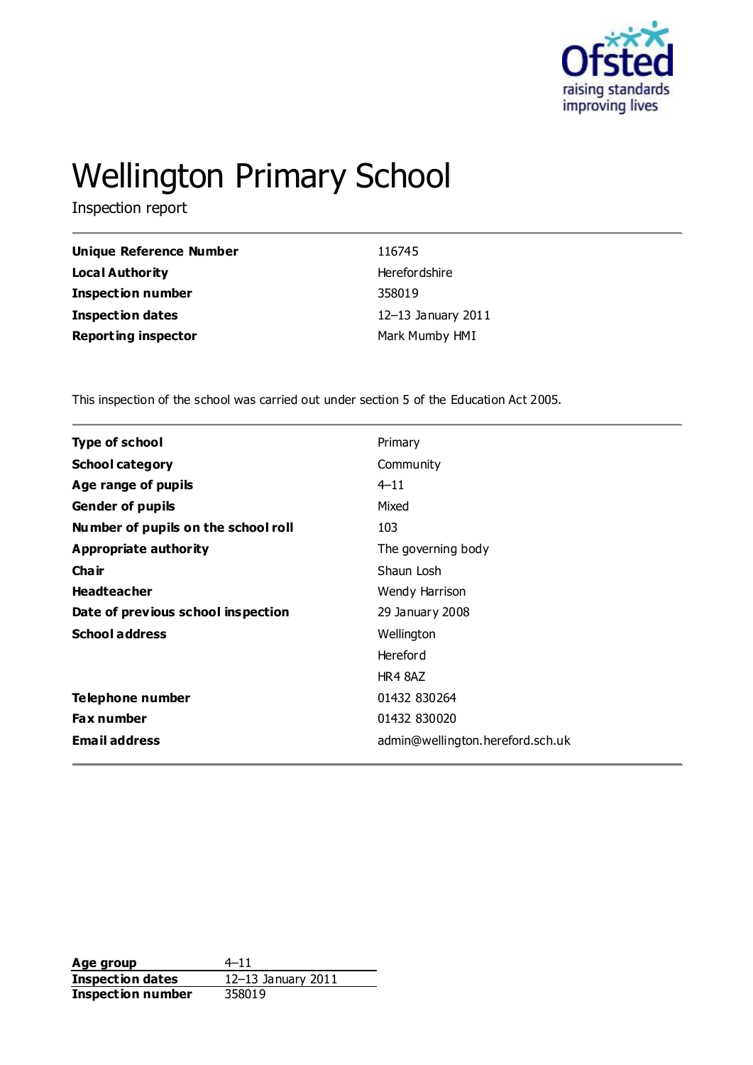# Wellington Primary School

Inspection report

| | |
|---|---|
| **Unique Reference Number** | 116745 |
| **Local Authority** | Herefordshire |
| **Inspection number** | 358019 |
| **Inspection dates** | 12–13 January 2011 |
| **Reporting inspector** | Mark Mumby HMI |

This inspection of the school was carried out under section 5 of the Education Act 2005.

| | |
|---|---|
| **Type of school** | Primary |
| **School category** | Community |
| **Age range of pupils** | 4–11 |
| **Gender of pupils** | Mixed |
| **Number of pupils on the school roll** | 103 |
| **Appropriate authority** | The governing body |
| **Chair** | Shaun Losh |
| **Headteacher** | Wendy Harrison |
| **Date of previous school inspection** | 29 January 2008 |
| **School address** | Wellington<br>Hereford<br>HR4 8AZ |
| **Telephone number** | 01432 830264 |
| **Fax number** | 01432 830020 |
| **Email address** | admin@wellington.hereford.sch.uk |

| | |
|---|---|
| **Age group** | 4–11 |
| **Inspection dates** | 12–13 January 2011 |
| **Inspection number** | 358019 |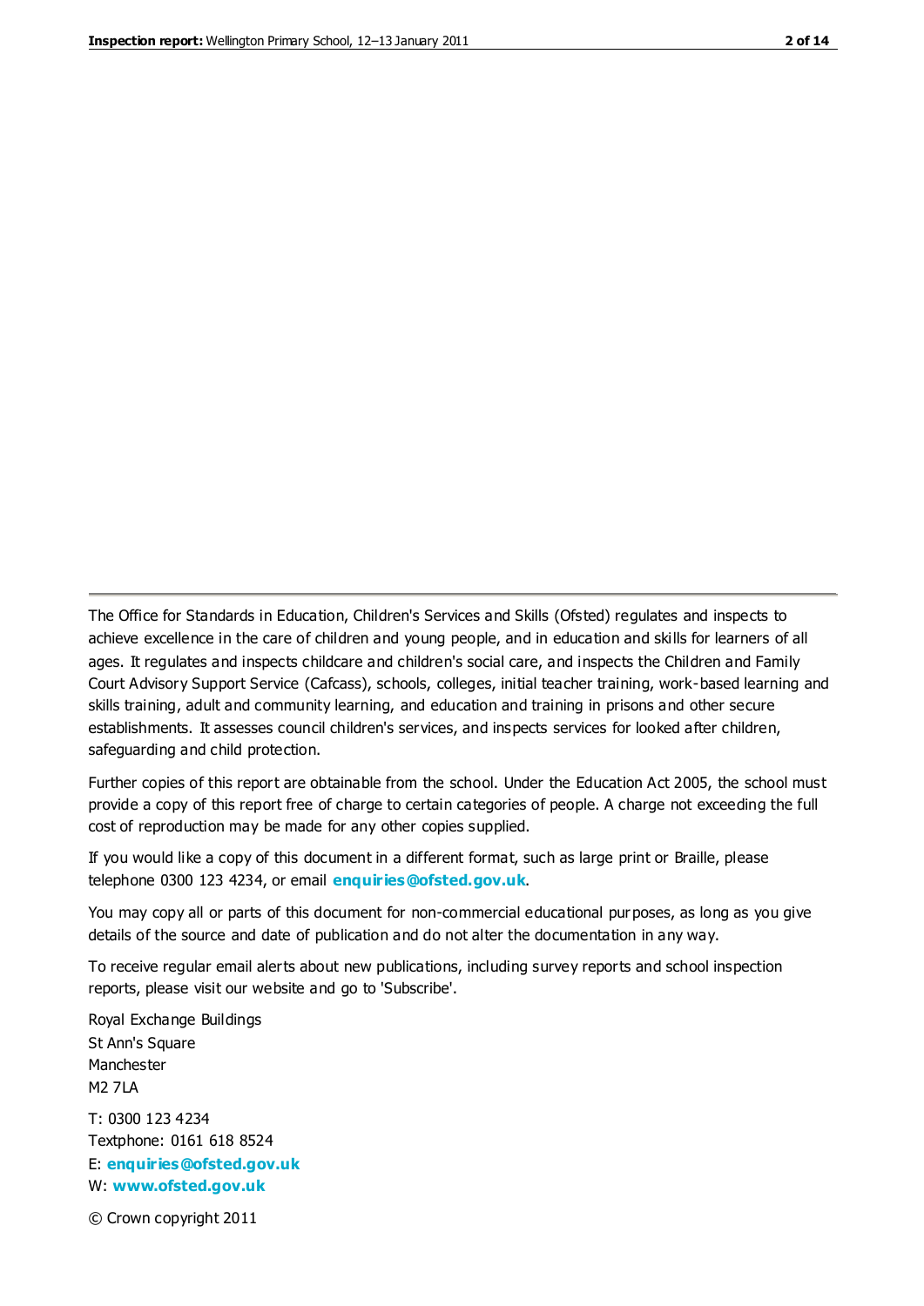The Office for Standards in Education, Children's Services and Skills (Ofsted) regulates and inspects to achieve excellence in the care of children and young people, and in education and skills for learners of all ages. It regulates and inspects childcare and children's social care, and inspects the Children and Family Court Advisory Support Service (Cafcass), schools, colleges, initial teacher training, work-based learning and skills training, adult and community learning, and education and training in prisons and other secure establishments. It assesses council children's services, and inspects services for looked after children, safeguarding and child protection.

Further copies of this report are obtainable from the school. Under the Education Act 2005, the school must provide a copy of this report free of charge to certain categories of people. A charge not exceeding the full cost of reproduction may be made for any other copies supplied.

If you would like a copy of this document in a different format, such as large print or Braille, please telephone 0300 123 4234, or email **enquiries@ofsted.gov.uk**.

You may copy all or parts of this document for non-commercial educational purposes, as long as you give details of the source and date of publication and do not alter the documentation in any way.

To receive regular email alerts about new publications, including survey reports and school inspection reports, please visit our website and go to 'Subscribe'.

Royal Exchange Buildings
St Ann's Square
Manchester
M2 7LA

T: 0300 123 4234
Textphone: 0161 618 8524
E: **enquiries@ofsted.gov.uk**
W: **www.ofsted.gov.uk**

© Crown copyright 2011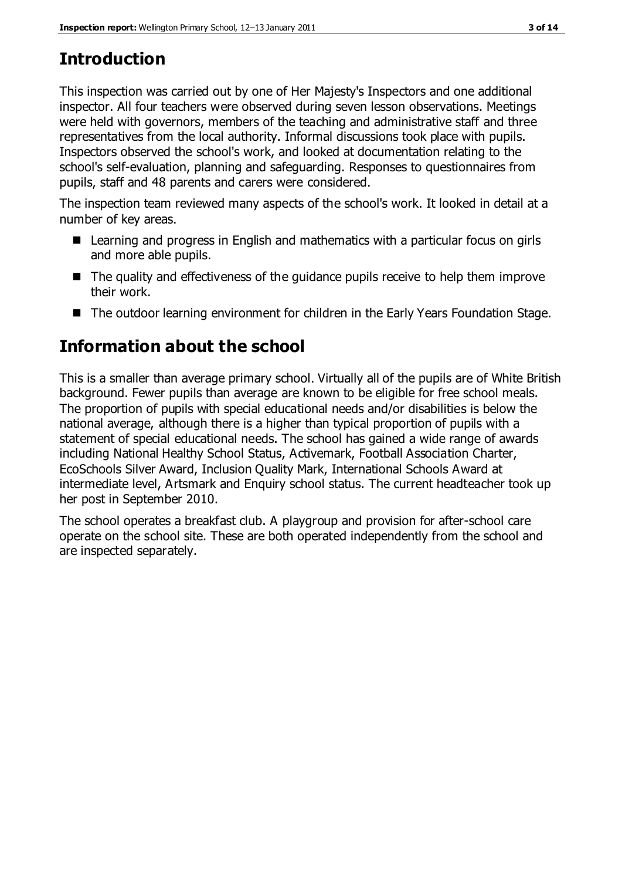## Introduction

This inspection was carried out by one of Her Majesty's Inspectors and one additional inspector. All four teachers were observed during seven lesson observations. Meetings were held with governors, members of the teaching and administrative staff and three representatives from the local authority. Informal discussions took place with pupils. Inspectors observed the school's work, and looked at documentation relating to the school's self-evaluation, planning and safeguarding. Responses to questionnaires from pupils, staff and 48 parents and carers were considered.

The inspection team reviewed many aspects of the school's work. It looked in detail at a number of key areas.

- Learning and progress in English and mathematics with a particular focus on girls and more able pupils.
- The quality and effectiveness of the guidance pupils receive to help them improve their work.
- The outdoor learning environment for children in the Early Years Foundation Stage.

## Information about the school

This is a smaller than average primary school. Virtually all of the pupils are of White British background. Fewer pupils than average are known to be eligible for free school meals. The proportion of pupils with special educational needs and/or disabilities is below the national average, although there is a higher than typical proportion of pupils with a statement of special educational needs. The school has gained a wide range of awards including National Healthy School Status, Activemark, Football Association Charter, EcoSchools Silver Award, Inclusion Quality Mark, International Schools Award at intermediate level, Artsmark and Enquiry school status. The current headteacher took up her post in September 2010.

The school operates a breakfast club. A playgroup and provision for after-school care operate on the school site. These are both operated independently from the school and are inspected separately.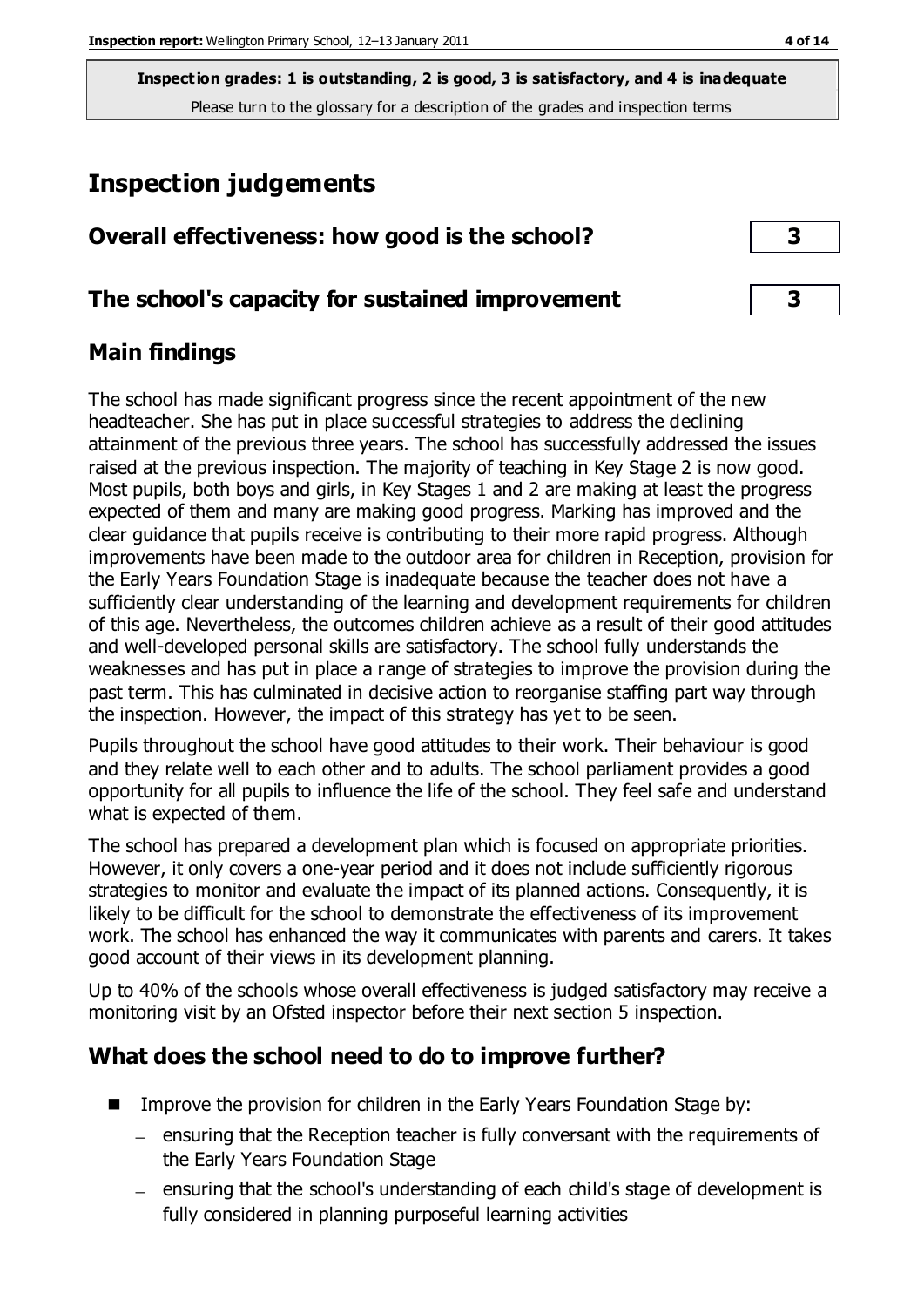**Inspection grades: 1 is outstanding, 2 is good, 3 is satisfactory, and 4 is inadequate**
Please turn to the glossary for a description of the grades and inspection terms

# Inspection judgements

## Overall effectiveness: how good is the school? — 3

## The school's capacity for sustained improvement — 3

## Main findings

The school has made significant progress since the recent appointment of the new headteacher. She has put in place successful strategies to address the declining attainment of the previous three years. The school has successfully addressed the issues raised at the previous inspection. The majority of teaching in Key Stage 2 is now good. Most pupils, both boys and girls, in Key Stages 1 and 2 are making at least the progress expected of them and many are making good progress. Marking has improved and the clear guidance that pupils receive is contributing to their more rapid progress. Although improvements have been made to the outdoor area for children in Reception, provision for the Early Years Foundation Stage is inadequate because the teacher does not have a sufficiently clear understanding of the learning and development requirements for children of this age. Nevertheless, the outcomes children achieve as a result of their good attitudes and well-developed personal skills are satisfactory. The school fully understands the weaknesses and has put in place a range of strategies to improve the provision during the past term. This has culminated in decisive action to reorganise staffing part way through the inspection. However, the impact of this strategy has yet to be seen.

Pupils throughout the school have good attitudes to their work. Their behaviour is good and they relate well to each other and to adults. The school parliament provides a good opportunity for all pupils to influence the life of the school. They feel safe and understand what is expected of them.

The school has prepared a development plan which is focused on appropriate priorities. However, it only covers a one-year period and it does not include sufficiently rigorous strategies to monitor and evaluate the impact of its planned actions. Consequently, it is likely to be difficult for the school to demonstrate the effectiveness of its improvement work. The school has enhanced the way it communicates with parents and carers. It takes good account of their views in its development planning.

Up to 40% of the schools whose overall effectiveness is judged satisfactory may receive a monitoring visit by an Ofsted inspector before their next section 5 inspection.

## What does the school need to do to improve further?

- Improve the provision for children in the Early Years Foundation Stage by:
  - ensuring that the Reception teacher is fully conversant with the requirements of the Early Years Foundation Stage
  - ensuring that the school's understanding of each child's stage of development is fully considered in planning purposeful learning activities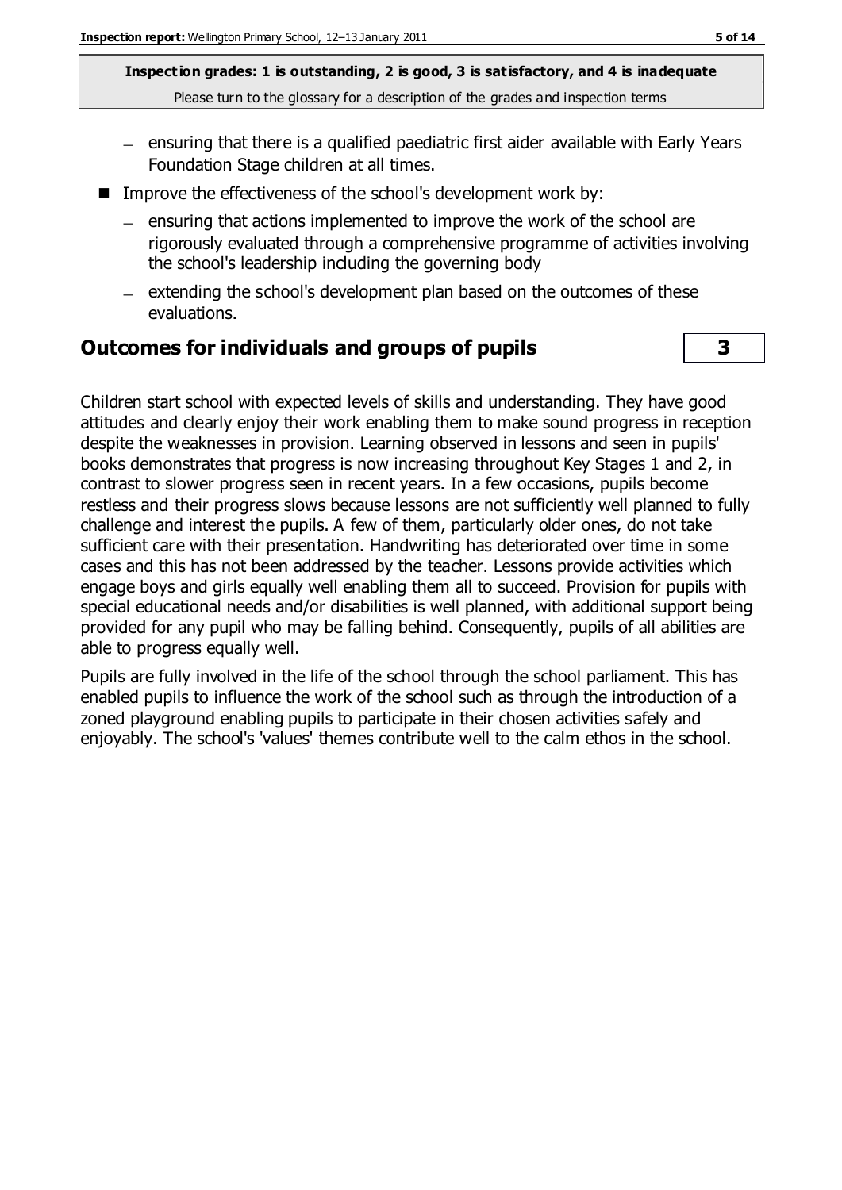**Inspection grades: 1 is outstanding, 2 is good, 3 is satisfactory, and 4 is inadequate**
Please turn to the glossary for a description of the grades and inspection terms

- ensuring that there is a qualified paediatric first aider available with Early Years Foundation Stage children at all times.

- Improve the effectiveness of the school's development work by:
  - ensuring that actions implemented to improve the work of the school are rigorously evaluated through a comprehensive programme of activities involving the school's leadership including the governing body
  - extending the school's development plan based on the outcomes of these evaluations.

## Outcomes for individuals and groups of pupils **3**

Children start school with expected levels of skills and understanding. They have good attitudes and clearly enjoy their work enabling them to make sound progress in reception despite the weaknesses in provision. Learning observed in lessons and seen in pupils' books demonstrates that progress is now increasing throughout Key Stages 1 and 2, in contrast to slower progress seen in recent years. In a few occasions, pupils become restless and their progress slows because lessons are not sufficiently well planned to fully challenge and interest the pupils. A few of them, particularly older ones, do not take sufficient care with their presentation. Handwriting has deteriorated over time in some cases and this has not been addressed by the teacher. Lessons provide activities which engage boys and girls equally well enabling them all to succeed. Provision for pupils with special educational needs and/or disabilities is well planned, with additional support being provided for any pupil who may be falling behind. Consequently, pupils of all abilities are able to progress equally well.

Pupils are fully involved in the life of the school through the school parliament. This has enabled pupils to influence the work of the school such as through the introduction of a zoned playground enabling pupils to participate in their chosen activities safely and enjoyably. The school's 'values' themes contribute well to the calm ethos in the school.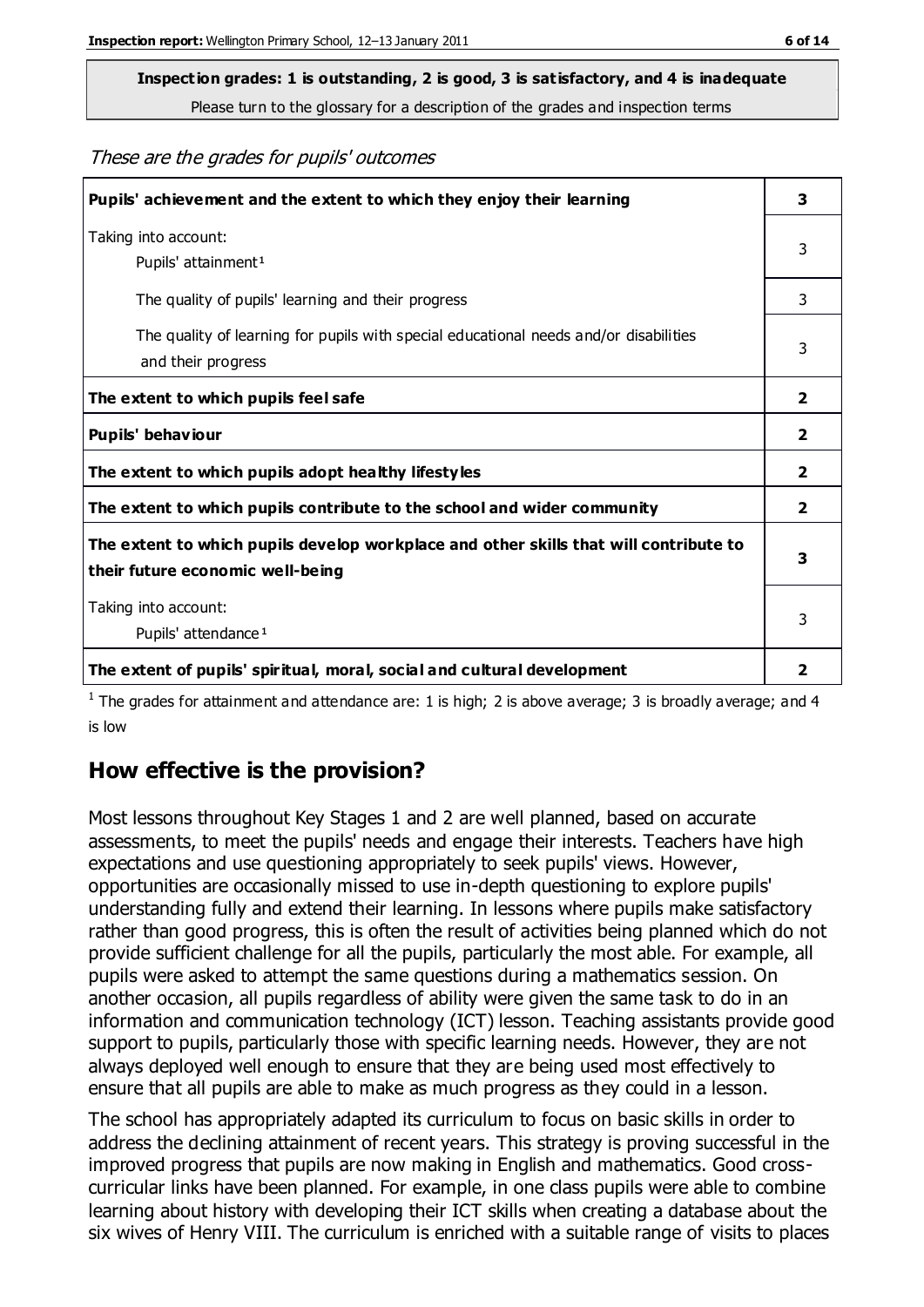**Inspection grades: 1 is outstanding, 2 is good, 3 is satisfactory, and 4 is inadequate**
Please turn to the glossary for a description of the grades and inspection terms

*These are the grades for pupils' outcomes*

| | |
|---|---|
| **Pupils' achievement and the extent to which they enjoy their learning** | **3** |
| Taking into account: Pupils' attainment[1] | 3 |
| The quality of pupils' learning and their progress | 3 |
| The quality of learning for pupils with special educational needs and/or disabilities and their progress | 3 |
| **The extent to which pupils feel safe** | **2** |
| **Pupils' behaviour** | **2** |
| **The extent to which pupils adopt healthy lifestyles** | **2** |
| **The extent to which pupils contribute to the school and wider community** | **2** |
| **The extent to which pupils develop workplace and other skills that will contribute to their future economic well-being** | **3** |
| Taking into account: Pupils' attendance[1] | 3 |
| **The extent of pupils' spiritual, moral, social and cultural development** | **2** |

[1] The grades for attainment and attendance are: 1 is high; 2 is above average; 3 is broadly average; and 4 is low

## How effective is the provision?

Most lessons throughout Key Stages 1 and 2 are well planned, based on accurate assessments, to meet the pupils' needs and engage their interests. Teachers have high expectations and use questioning appropriately to seek pupils' views. However, opportunities are occasionally missed to use in-depth questioning to explore pupils' understanding fully and extend their learning. In lessons where pupils make satisfactory rather than good progress, this is often the result of activities being planned which do not provide sufficient challenge for all the pupils, particularly the most able. For example, all pupils were asked to attempt the same questions during a mathematics session. On another occasion, all pupils regardless of ability were given the same task to do in an information and communication technology (ICT) lesson. Teaching assistants provide good support to pupils, particularly those with specific learning needs. However, they are not always deployed well enough to ensure that they are being used most effectively to ensure that all pupils are able to make as much progress as they could in a lesson.

The school has appropriately adapted its curriculum to focus on basic skills in order to address the declining attainment of recent years. This strategy is proving successful in the improved progress that pupils are now making in English and mathematics. Good cross-curricular links have been planned. For example, in one class pupils were able to combine learning about history with developing their ICT skills when creating a database about the six wives of Henry VIII. The curriculum is enriched with a suitable range of visits to places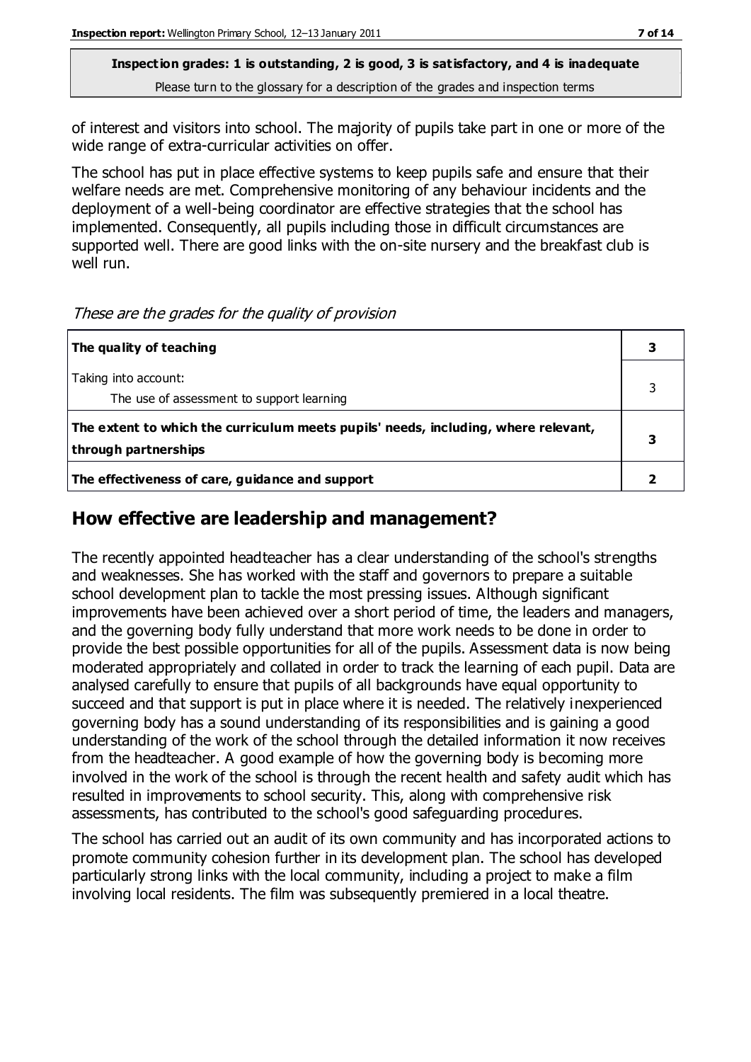of interest and visitors into school. The majority of pupils take part in one or more of the wide range of extra-curricular activities on offer.

The school has put in place effective systems to keep pupils safe and ensure that their welfare needs are met. Comprehensive monitoring of any behaviour incidents and the deployment of a well-being coordinator are effective strategies that the school has implemented. Consequently, all pupils including those in difficult circumstances are supported well. There are good links with the on-site nursery and the breakfast club is well run.

*These are the grades for the quality of provision*

| | |
|---|---|
| **The quality of teaching** | **3** |
| Taking into account:<br>The use of assessment to support learning | 3 |
| **The extent to which the curriculum meets pupils' needs, including, where relevant, through partnerships** | **3** |
| **The effectiveness of care, guidance and support** | **2** |

## How effective are leadership and management?

The recently appointed headteacher has a clear understanding of the school's strengths and weaknesses. She has worked with the staff and governors to prepare a suitable school development plan to tackle the most pressing issues. Although significant improvements have been achieved over a short period of time, the leaders and managers, and the governing body fully understand that more work needs to be done in order to provide the best possible opportunities for all of the pupils. Assessment data is now being moderated appropriately and collated in order to track the learning of each pupil. Data are analysed carefully to ensure that pupils of all backgrounds have equal opportunity to succeed and that support is put in place where it is needed. The relatively inexperienced governing body has a sound understanding of its responsibilities and is gaining a good understanding of the work of the school through the detailed information it now receives from the headteacher. A good example of how the governing body is becoming more involved in the work of the school is through the recent health and safety audit which has resulted in improvements to school security. This, along with comprehensive risk assessments, has contributed to the school's good safeguarding procedures.

The school has carried out an audit of its own community and has incorporated actions to promote community cohesion further in its development plan. The school has developed particularly strong links with the local community, including a project to make a film involving local residents. The film was subsequently premiered in a local theatre.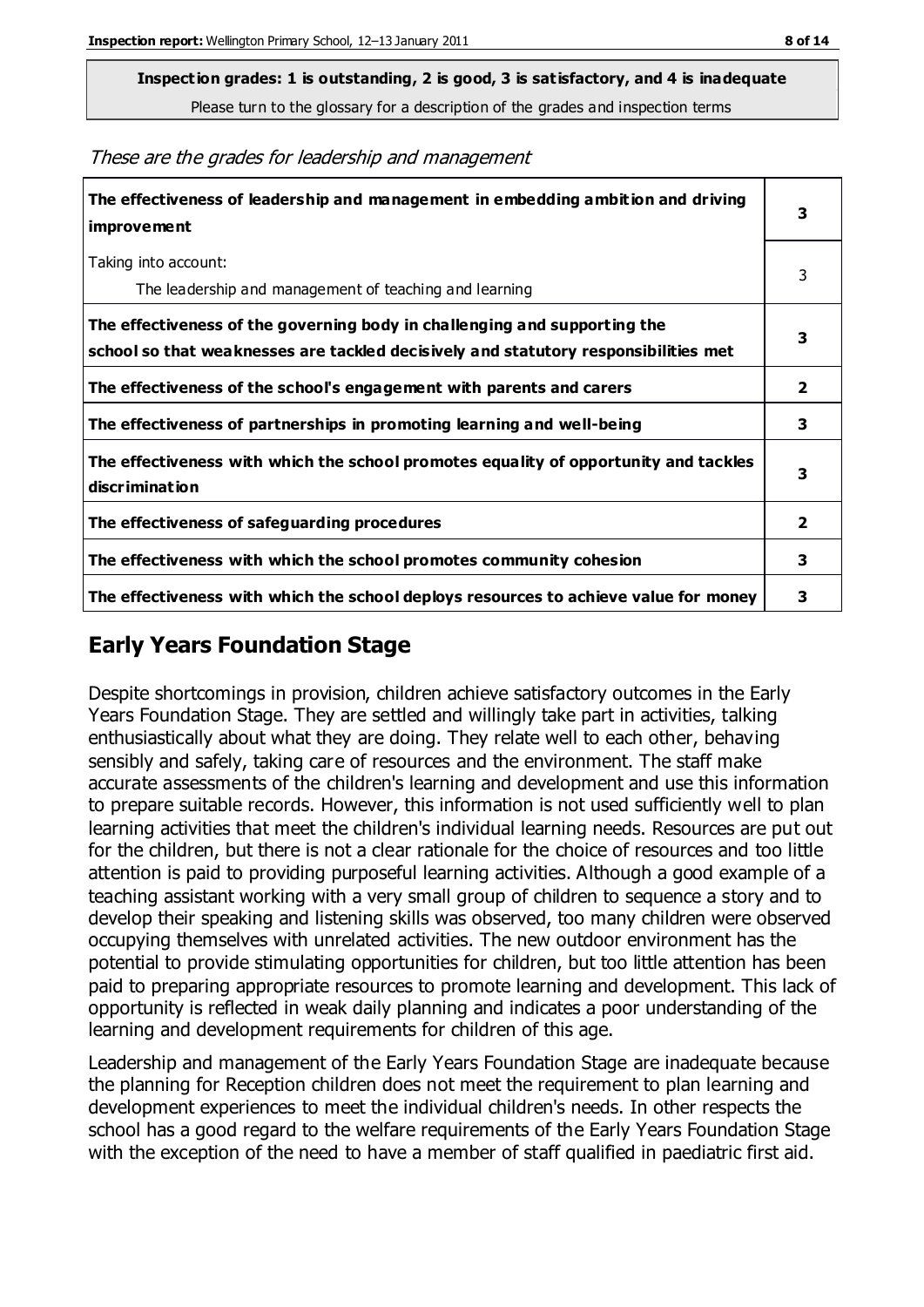**Inspection grades: 1 is outstanding, 2 is good, 3 is satisfactory, and 4 is inadequate**
Please turn to the glossary for a description of the grades and inspection terms

*These are the grades for leadership and management*

| | |
|---|---|
| **The effectiveness of leadership and management in embedding ambition and driving improvement** | **3** |
| Taking into account: The leadership and management of teaching and learning | 3 |
| **The effectiveness of the governing body in challenging and supporting the school so that weaknesses are tackled decisively and statutory responsibilities met** | **3** |
| **The effectiveness of the school's engagement with parents and carers** | **2** |
| **The effectiveness of partnerships in promoting learning and well-being** | **3** |
| **The effectiveness with which the school promotes equality of opportunity and tackles discrimination** | **3** |
| **The effectiveness of safeguarding procedures** | **2** |
| **The effectiveness with which the school promotes community cohesion** | **3** |
| **The effectiveness with which the school deploys resources to achieve value for money** | **3** |

## Early Years Foundation Stage

Despite shortcomings in provision, children achieve satisfactory outcomes in the Early Years Foundation Stage. They are settled and willingly take part in activities, talking enthusiastically about what they are doing. They relate well to each other, behaving sensibly and safely, taking care of resources and the environment. The staff make accurate assessments of the children's learning and development and use this information to prepare suitable records. However, this information is not used sufficiently well to plan learning activities that meet the children's individual learning needs. Resources are put out for the children, but there is not a clear rationale for the choice of resources and too little attention is paid to providing purposeful learning activities. Although a good example of a teaching assistant working with a very small group of children to sequence a story and to develop their speaking and listening skills was observed, too many children were observed occupying themselves with unrelated activities. The new outdoor environment has the potential to provide stimulating opportunities for children, but too little attention has been paid to preparing appropriate resources to promote learning and development. This lack of opportunity is reflected in weak daily planning and indicates a poor understanding of the learning and development requirements for children of this age.

Leadership and management of the Early Years Foundation Stage are inadequate because the planning for Reception children does not meet the requirement to plan learning and development experiences to meet the individual children's needs. In other respects the school has a good regard to the welfare requirements of the Early Years Foundation Stage with the exception of the need to have a member of staff qualified in paediatric first aid.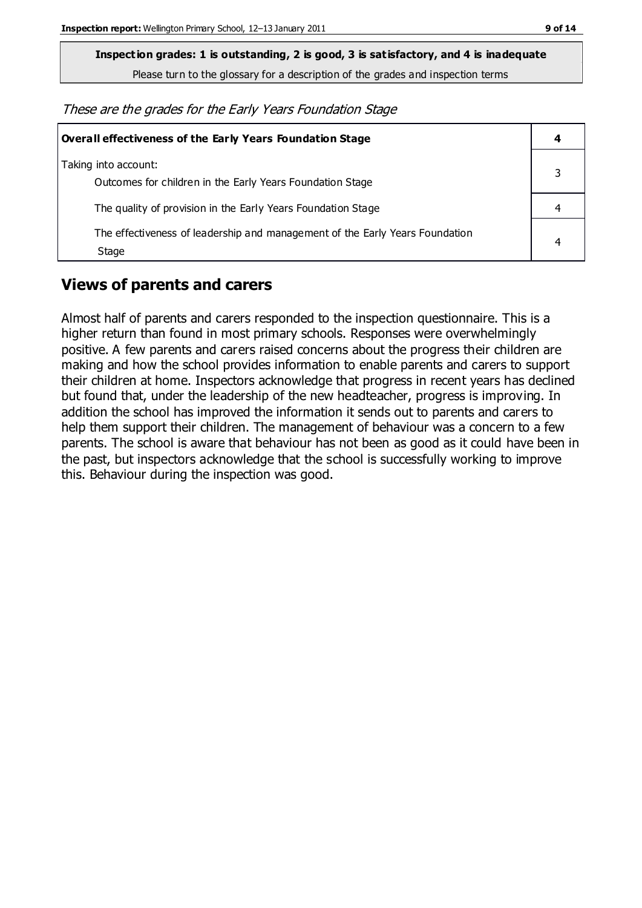**Inspection grades: 1 is outstanding, 2 is good, 3 is satisfactory, and 4 is inadequate**

Please turn to the glossary for a description of the grades and inspection terms

*These are the grades for the Early Years Foundation Stage*

| **Overall effectiveness of the Early Years Foundation Stage** | **4** |
|---|---|
| Taking into account:<br>Outcomes for children in the Early Years Foundation Stage | 3 |
| The quality of provision in the Early Years Foundation Stage | 4 |
| The effectiveness of leadership and management of the Early Years Foundation Stage | 4 |

## Views of parents and carers

Almost half of parents and carers responded to the inspection questionnaire. This is a higher return than found in most primary schools. Responses were overwhelmingly positive. A few parents and carers raised concerns about the progress their children are making and how the school provides information to enable parents and carers to support their children at home. Inspectors acknowledge that progress in recent years has declined but found that, under the leadership of the new headteacher, progress is improving. In addition the school has improved the information it sends out to parents and carers to help them support their children. The management of behaviour was a concern to a few parents. The school is aware that behaviour has not been as good as it could have been in the past, but inspectors acknowledge that the school is successfully working to improve this. Behaviour during the inspection was good.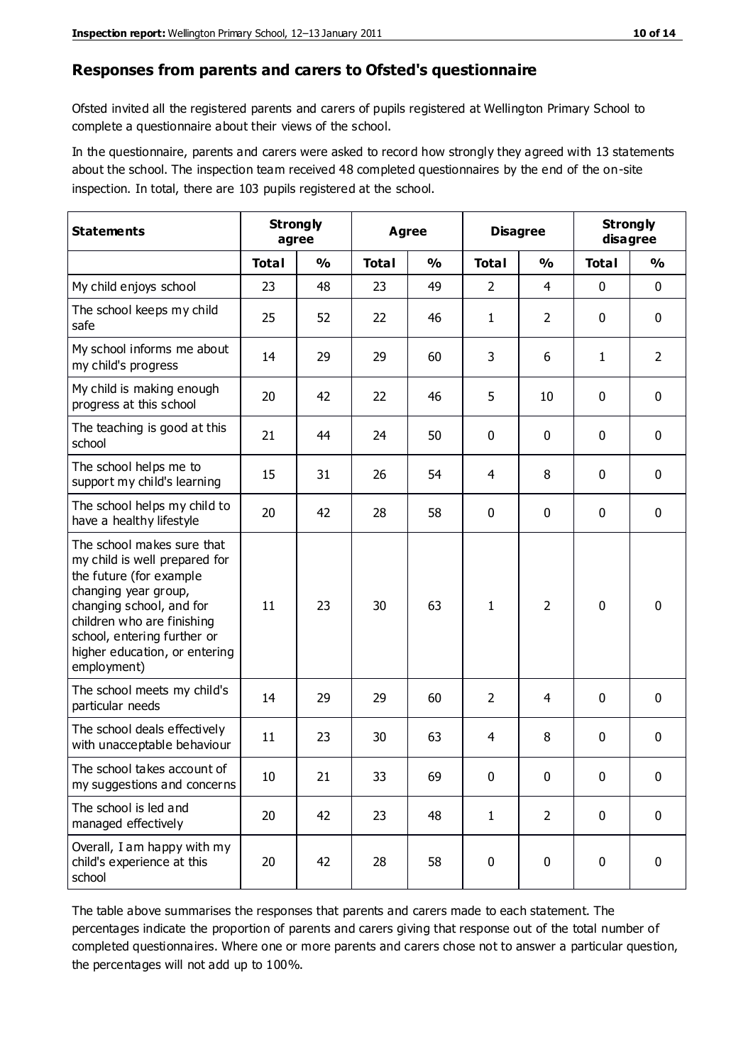## Responses from parents and carers to Ofsted's questionnaire

Ofsted invited all the registered parents and carers of pupils registered at Wellington Primary School to complete a questionnaire about their views of the school.

In the questionnaire, parents and carers were asked to record how strongly they agreed with 13 statements about the school. The inspection team received 48 completed questionnaires by the end of the on-site inspection. In total, there are 103 pupils registered at the school.

| Statements | Strongly agree | | Agree | | Disagree | | Strongly disagree | |
|---|---|---|---|---|---|---|---|---|
| | **Total** | **%** | **Total** | **%** | **Total** | **%** | **Total** | **%** |
| My child enjoys school | 23 | 48 | 23 | 49 | 2 | 4 | 0 | 0 |
| The school keeps my child safe | 25 | 52 | 22 | 46 | 1 | 2 | 0 | 0 |
| My school informs me about my child's progress | 14 | 29 | 29 | 60 | 3 | 6 | 1 | 2 |
| My child is making enough progress at this school | 20 | 42 | 22 | 46 | 5 | 10 | 0 | 0 |
| The teaching is good at this school | 21 | 44 | 24 | 50 | 0 | 0 | 0 | 0 |
| The school helps me to support my child's learning | 15 | 31 | 26 | 54 | 4 | 8 | 0 | 0 |
| The school helps my child to have a healthy lifestyle | 20 | 42 | 28 | 58 | 0 | 0 | 0 | 0 |
| The school makes sure that my child is well prepared for the future (for example changing year group, changing school, and for children who are finishing school, entering further or higher education, or entering employment) | 11 | 23 | 30 | 63 | 1 | 2 | 0 | 0 |
| The school meets my child's particular needs | 14 | 29 | 29 | 60 | 2 | 4 | 0 | 0 |
| The school deals effectively with unacceptable behaviour | 11 | 23 | 30 | 63 | 4 | 8 | 0 | 0 |
| The school takes account of my suggestions and concerns | 10 | 21 | 33 | 69 | 0 | 0 | 0 | 0 |
| The school is led and managed effectively | 20 | 42 | 23 | 48 | 1 | 2 | 0 | 0 |
| Overall, I am happy with my child's experience at this school | 20 | 42 | 28 | 58 | 0 | 0 | 0 | 0 |

The table above summarises the responses that parents and carers made to each statement. The percentages indicate the proportion of parents and carers giving that response out of the total number of completed questionnaires. Where one or more parents and carers chose not to answer a particular question, the percentages will not add up to 100%.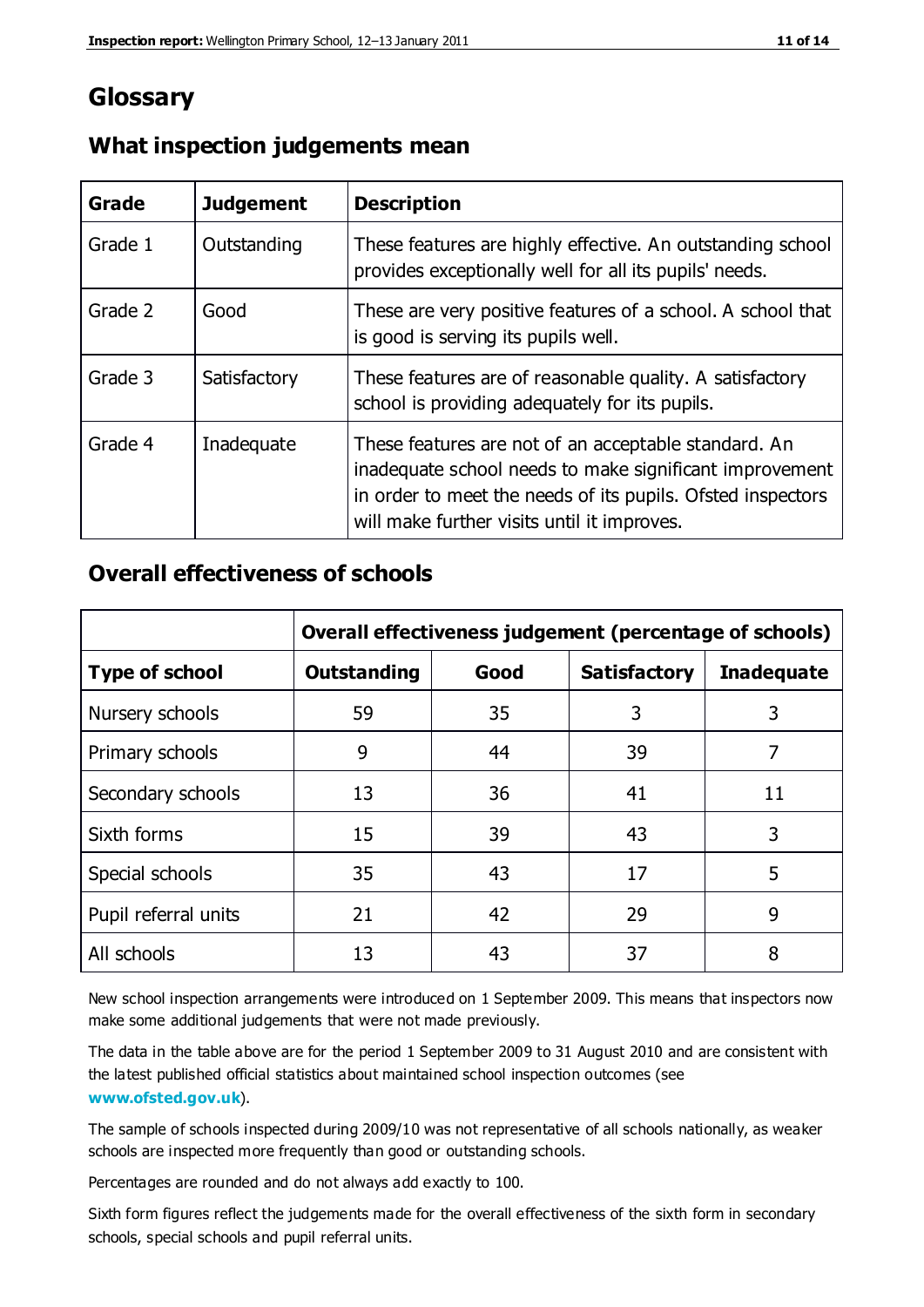# Glossary

## What inspection judgements mean

| Grade | Judgement | Description |
| --- | --- | --- |
| Grade 1 | Outstanding | These features are highly effective. An outstanding school provides exceptionally well for all its pupils' needs. |
| Grade 2 | Good | These are very positive features of a school. A school that is good is serving its pupils well. |
| Grade 3 | Satisfactory | These features are of reasonable quality. A satisfactory school is providing adequately for its pupils. |
| Grade 4 | Inadequate | These features are not of an acceptable standard. An inadequate school needs to make significant improvement in order to meet the needs of its pupils. Ofsted inspectors will make further visits until it improves. |

## Overall effectiveness of schools

| | Overall effectiveness judgement (percentage of schools) | | | |
| --- | --- | --- | --- | --- |
| **Type of school** | **Outstanding** | **Good** | **Satisfactory** | **Inadequate** |
| Nursery schools | 59 | 35 | 3 | 3 |
| Primary schools | 9 | 44 | 39 | 7 |
| Secondary schools | 13 | 36 | 41 | 11 |
| Sixth forms | 15 | 39 | 43 | 3 |
| Special schools | 35 | 43 | 17 | 5 |
| Pupil referral units | 21 | 42 | 29 | 9 |
| All schools | 13 | 43 | 37 | 8 |

New school inspection arrangements were introduced on 1 September 2009. This means that inspectors now make some additional judgements that were not made previously.

The data in the table above are for the period 1 September 2009 to 31 August 2010 and are consistent with the latest published official statistics about maintained school inspection outcomes (see **www.ofsted.gov.uk**).

The sample of schools inspected during 2009/10 was not representative of all schools nationally, as weaker schools are inspected more frequently than good or outstanding schools.

Percentages are rounded and do not always add exactly to 100.

Sixth form figures reflect the judgements made for the overall effectiveness of the sixth form in secondary schools, special schools and pupil referral units.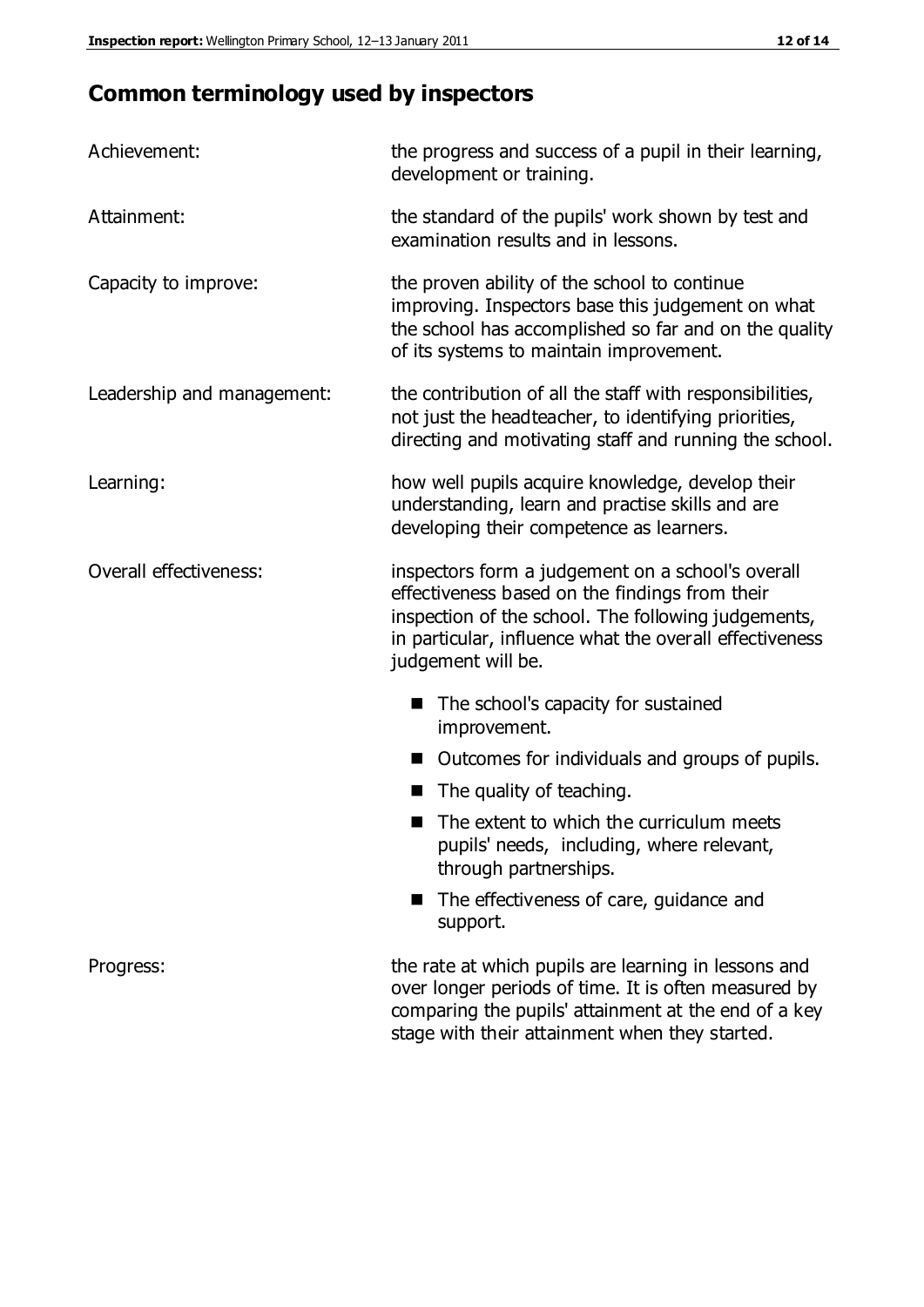## Common terminology used by inspectors

| | |
|---|---|
| Achievement: | the progress and success of a pupil in their learning, development or training. |
| Attainment: | the standard of the pupils' work shown by test and examination results and in lessons. |
| Capacity to improve: | the proven ability of the school to continue improving. Inspectors base this judgement on what the school has accomplished so far and on the quality of its systems to maintain improvement. |
| Leadership and management: | the contribution of all the staff with responsibilities, not just the headteacher, to identifying priorities, directing and motivating staff and running the school. |
| Learning: | how well pupils acquire knowledge, develop their understanding, learn and practise skills and are developing their competence as learners. |
| Overall effectiveness: | inspectors form a judgement on a school's overall effectiveness based on the findings from their inspection of the school. The following judgements, in particular, influence what the overall effectiveness judgement will be. |

- The school's capacity for sustained improvement.
- Outcomes for individuals and groups of pupils.
- The quality of teaching.
- The extent to which the curriculum meets pupils' needs, including, where relevant, through partnerships.
- The effectiveness of care, guidance and support.

| | |
|---|---|
| Progress: | the rate at which pupils are learning in lessons and over longer periods of time. It is often measured by comparing the pupils' attainment at the end of a key stage with their attainment when they started. |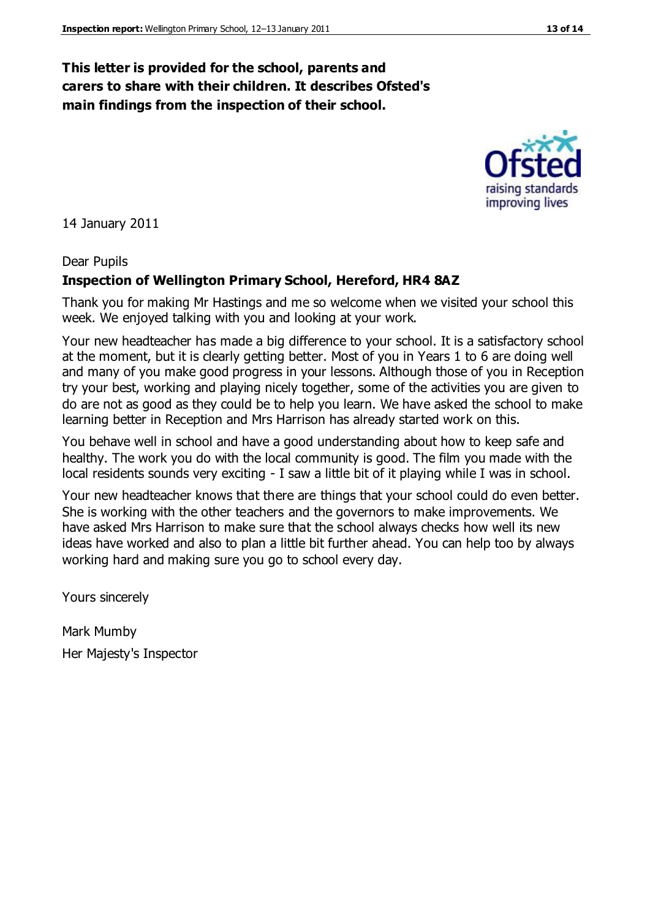**This letter is provided for the school, parents and carers to share with their children. It describes Ofsted's main findings from the inspection of their school.**

14 January 2011

Dear Pupils

**Inspection of Wellington Primary School, Hereford, HR4 8AZ**

Thank you for making Mr Hastings and me so welcome when we visited your school this week. We enjoyed talking with you and looking at your work.

Your new headteacher has made a big difference to your school. It is a satisfactory school at the moment, but it is clearly getting better. Most of you in Years 1 to 6 are doing well and many of you make good progress in your lessons. Although those of you in Reception try your best, working and playing nicely together, some of the activities you are given to do are not as good as they could be to help you learn. We have asked the school to make learning better in Reception and Mrs Harrison has already started work on this.

You behave well in school and have a good understanding about how to keep safe and healthy. The work you do with the local community is good. The film you made with the local residents sounds very exciting - I saw a little bit of it playing while I was in school.

Your new headteacher knows that there are things that your school could do even better. She is working with the other teachers and the governors to make improvements. We have asked Mrs Harrison to make sure that the school always checks how well its new ideas have worked and also to plan a little bit further ahead. You can help too by always working hard and making sure you go to school every day.

Yours sincerely

Mark Mumby

Her Majesty's Inspector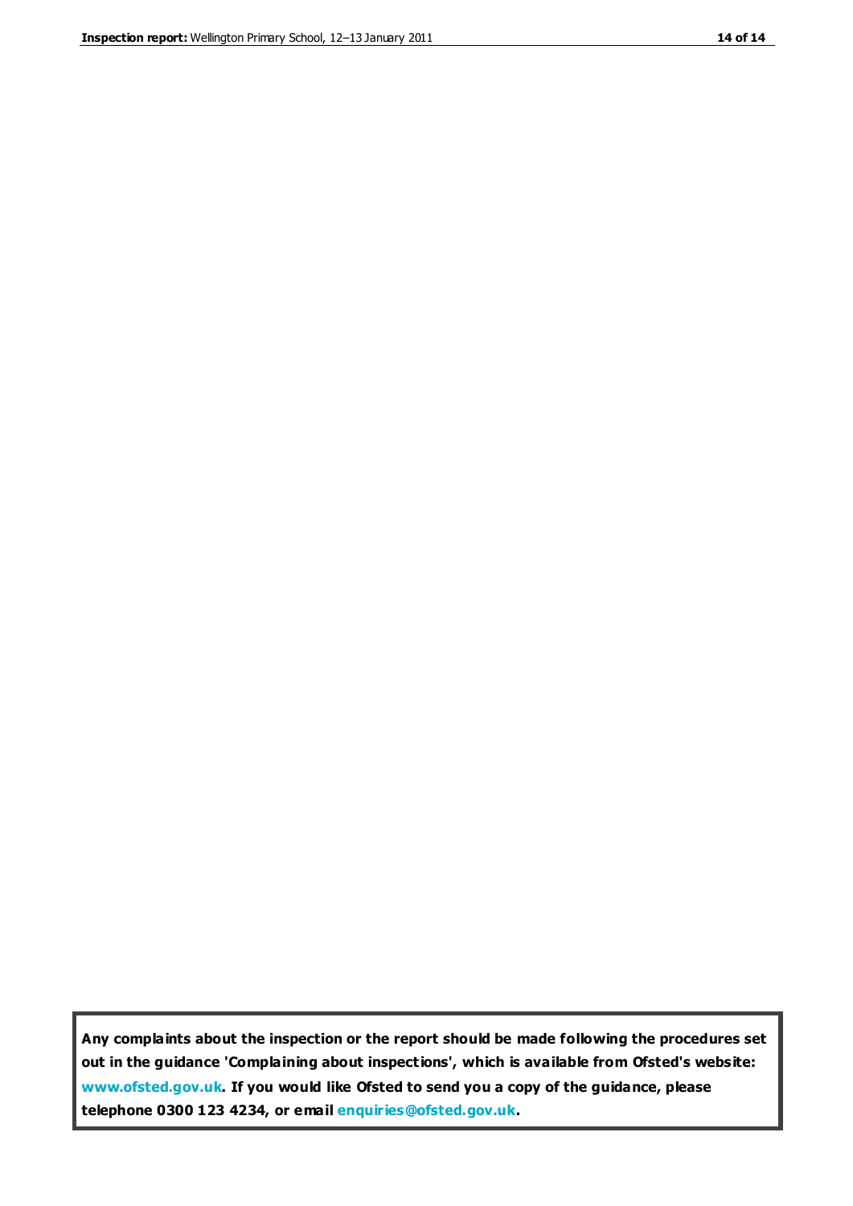**Any complaints about the inspection or the report should be made following the procedures set out in the guidance 'Complaining about inspections', which is available from Ofsted's website: www.ofsted.gov.uk. If you would like Ofsted to send you a copy of the guidance, please telephone 0300 123 4234, or email enquiries@ofsted.gov.uk.**